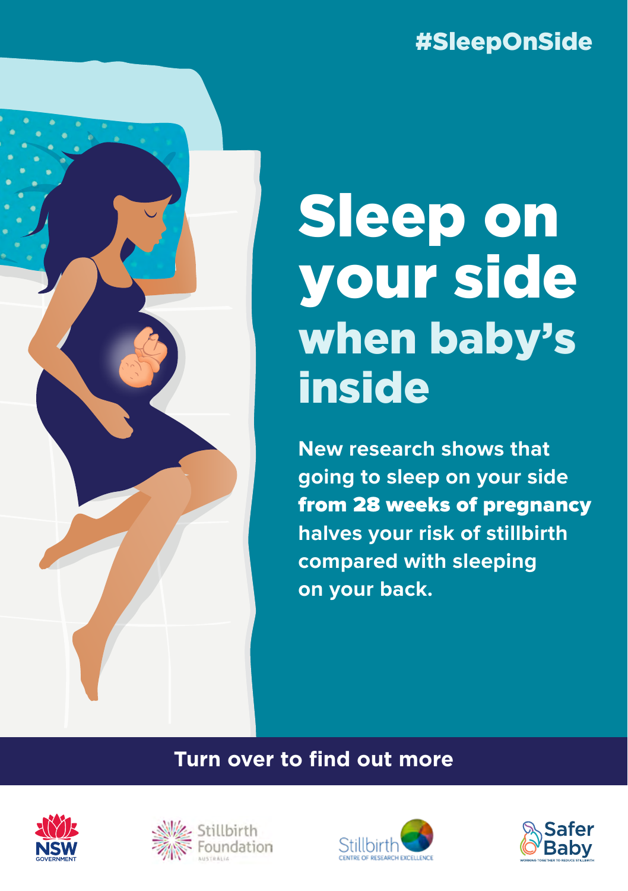#SleepOnSide

# Sleep on your side when baby's inside

New research shows that going to sleep on your side **from 28 weeks of pregnancy** halves your risk of stillbirth compared with sleeping on your back.

**Turn over to find out more**

NSW Government | Stillbirth Foundation Australia | Stillbirth Centre of Research Excellence | Safer Baby – Working together to reduce stillbirth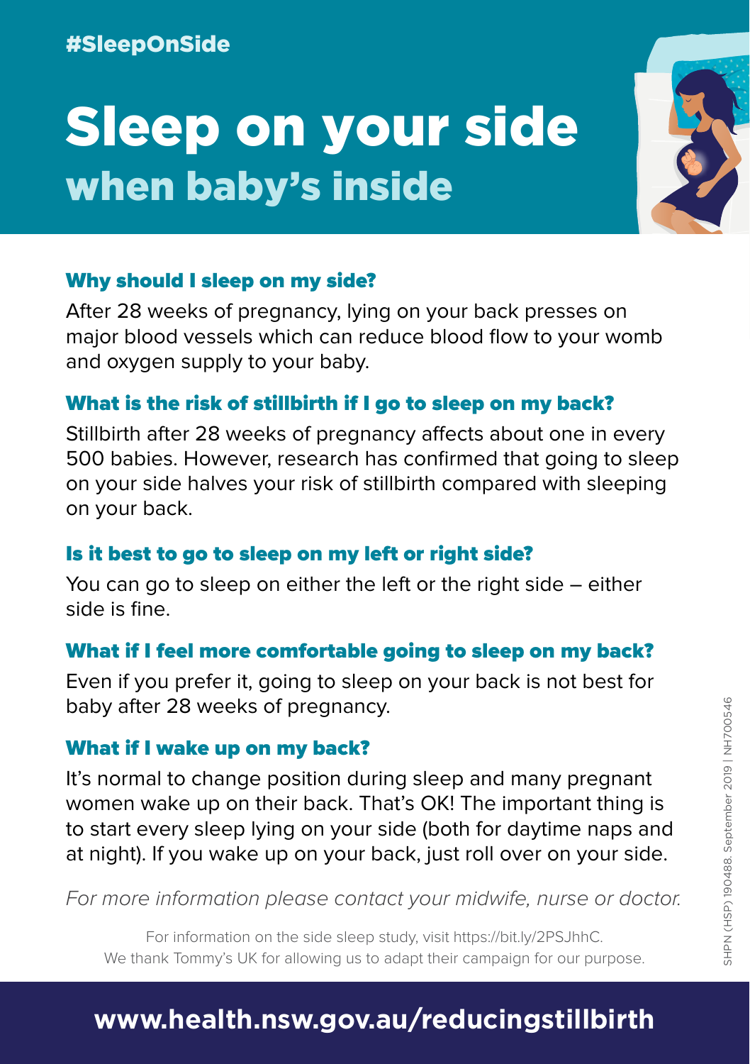#SleepOnSide

# Sleep on your side
## when baby's inside

### Why should I sleep on my side?

After 28 weeks of pregnancy, lying on your back presses on major blood vessels which can reduce blood flow to your womb and oxygen supply to your baby.

### What is the risk of stillbirth if I go to sleep on my back?

Stillbirth after 28 weeks of pregnancy affects about one in every 500 babies. However, research has confirmed that going to sleep on your side halves your risk of stillbirth compared with sleeping on your back.

### Is it best to go to sleep on my left or right side?

You can go to sleep on either the left or the right side – either side is fine.

### What if I feel more comfortable going to sleep on my back?

Even if you prefer it, going to sleep on your back is not best for baby after 28 weeks of pregnancy.

### What if I wake up on my back?

It's normal to change position during sleep and many pregnant women wake up on their back. That's OK! The important thing is to start every sleep lying on your side (both for daytime naps and at night). If you wake up on your back, just roll over on your side.

*For more information please contact your midwife, nurse or doctor.*

For information on the side sleep study, visit https://bit.ly/2PSJhhC.
We thank Tommy's UK for allowing us to adapt their campaign for our purpose.

SHPN (HSP) 190488. September 2019 | NH700546

**www.health.nsw.gov.au/reducingstillbirth**